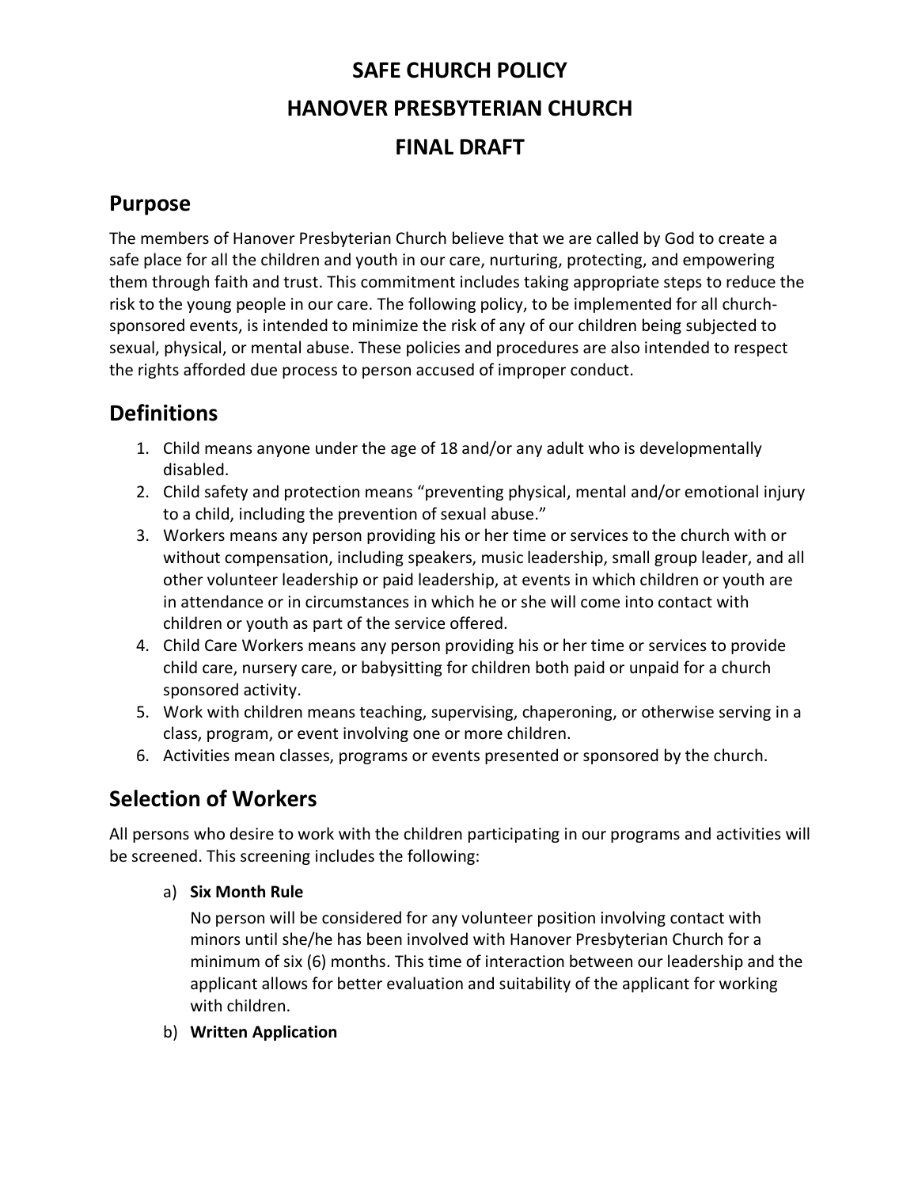# SAFE CHURCH POLICY

# HANOVER PRESBYTERIAN CHURCH

# FINAL DRAFT

## Purpose

The members of Hanover Presbyterian Church believe that we are called by God to create a safe place for all the children and youth in our care, nurturing, protecting, and empowering them through faith and trust. This commitment includes taking appropriate steps to reduce the risk to the young people in our care. The following policy, to be implemented for all church-sponsored events, is intended to minimize the risk of any of our children being subjected to sexual, physical, or mental abuse. These policies and procedures are also intended to respect the rights afforded due process to person accused of improper conduct.

## Definitions

1. Child means anyone under the age of 18 and/or any adult who is developmentally disabled.
2. Child safety and protection means "preventing physical, mental and/or emotional injury to a child, including the prevention of sexual abuse."
3. Workers means any person providing his or her time or services to the church with or without compensation, including speakers, music leadership, small group leader, and all other volunteer leadership or paid leadership, at events in which children or youth are in attendance or in circumstances in which he or she will come into contact with children or youth as part of the service offered.
4. Child Care Workers means any person providing his or her time or services to provide child care, nursery care, or babysitting for children both paid or unpaid for a church sponsored activity.
5. Work with children means teaching, supervising, chaperoning, or otherwise serving in a class, program, or event involving one or more children.
6. Activities mean classes, programs or events presented or sponsored by the church.

## Selection of Workers

All persons who desire to work with the children participating in our programs and activities will be screened. This screening includes the following:

a) **Six Month Rule**

   No person will be considered for any volunteer position involving contact with minors until she/he has been involved with Hanover Presbyterian Church for a minimum of six (6) months. This time of interaction between our leadership and the applicant allows for better evaluation and suitability of the applicant for working with children.

b) **Written Application**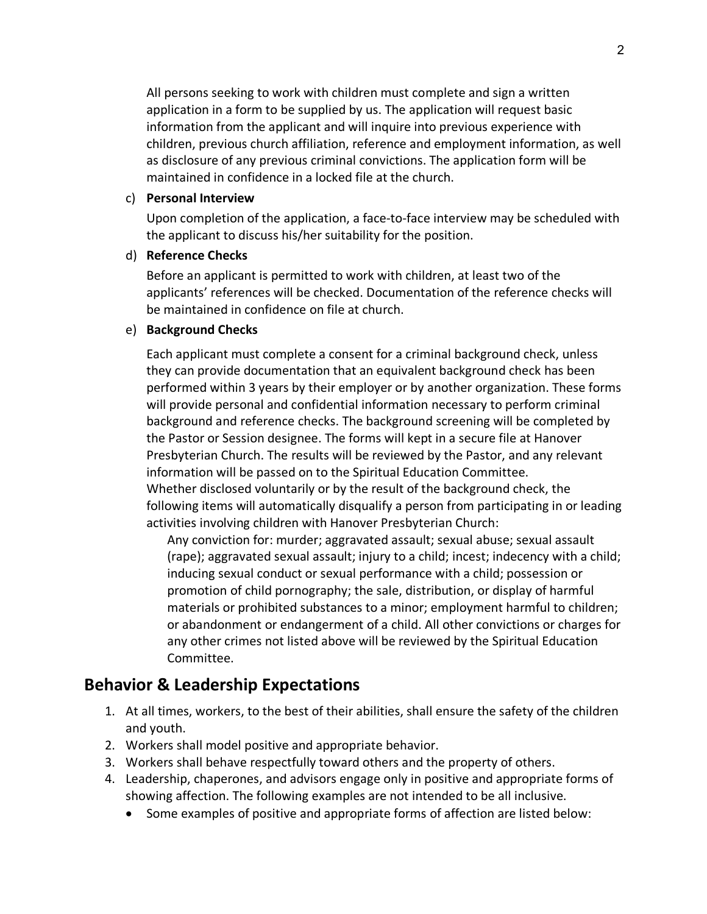All persons seeking to work with children must complete and sign a written application in a form to be supplied by us. The application will request basic information from the applicant and will inquire into previous experience with children, previous church affiliation, reference and employment information, as well as disclosure of any previous criminal convictions. The application form will be maintained in confidence in a locked file at the church.

c) **Personal Interview**

Upon completion of the application, a face-to-face interview may be scheduled with the applicant to discuss his/her suitability for the position.

d) **Reference Checks**

Before an applicant is permitted to work with children, at least two of the applicants' references will be checked. Documentation of the reference checks will be maintained in confidence on file at church.

e) **Background Checks**

Each applicant must complete a consent for a criminal background check, unless they can provide documentation that an equivalent background check has been performed within 3 years by their employer or by another organization. These forms will provide personal and confidential information necessary to perform criminal background and reference checks. The background screening will be completed by the Pastor or Session designee. The forms will kept in a secure file at Hanover Presbyterian Church. The results will be reviewed by the Pastor, and any relevant information will be passed on to the Spiritual Education Committee.
Whether disclosed voluntarily or by the result of the background check, the following items will automatically disqualify a person from participating in or leading activities involving children with Hanover Presbyterian Church:

> Any conviction for: murder; aggravated assault; sexual abuse; sexual assault (rape); aggravated sexual assault; injury to a child; incest; indecency with a child; inducing sexual conduct or sexual performance with a child; possession or promotion of child pornography; the sale, distribution, or display of harmful materials or prohibited substances to a minor; employment harmful to children; or abandonment or endangerment of a child. All other convictions or charges for any other crimes not listed above will be reviewed by the Spiritual Education Committee.

## Behavior & Leadership Expectations

1. At all times, workers, to the best of their abilities, shall ensure the safety of the children and youth.
2. Workers shall model positive and appropriate behavior.
3. Workers shall behave respectfully toward others and the property of others.
4. Leadership, chaperones, and advisors engage only in positive and appropriate forms of showing affection. The following examples are not intended to be all inclusive.
   - Some examples of positive and appropriate forms of affection are listed below: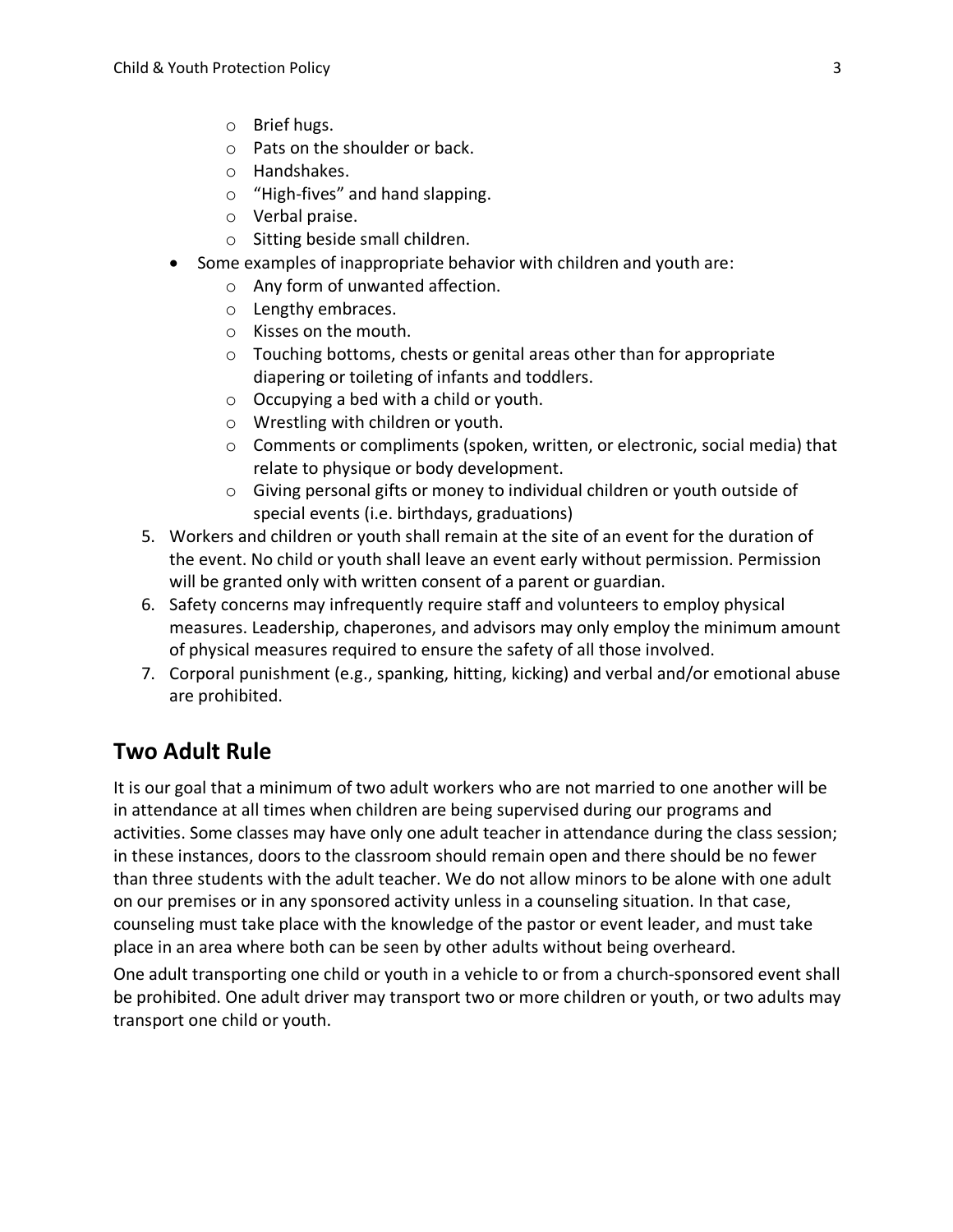- Brief hugs.
  - Pats on the shoulder or back.
  - Handshakes.
  - "High-fives" and hand slapping.
  - Verbal praise.
  - Sitting beside small children.
- Some examples of inappropriate behavior with children and youth are:
  - Any form of unwanted affection.
  - Lengthy embraces.
  - Kisses on the mouth.
  - Touching bottoms, chests or genital areas other than for appropriate diapering or toileting of infants and toddlers.
  - Occupying a bed with a child or youth.
  - Wrestling with children or youth.
  - Comments or compliments (spoken, written, or electronic, social media) that relate to physique or body development.
  - Giving personal gifts or money to individual children or youth outside of special events (i.e. birthdays, graduations)

5. Workers and children or youth shall remain at the site of an event for the duration of the event. No child or youth shall leave an event early without permission. Permission will be granted only with written consent of a parent or guardian.
6. Safety concerns may infrequently require staff and volunteers to employ physical measures. Leadership, chaperones, and advisors may only employ the minimum amount of physical measures required to ensure the safety of all those involved.
7. Corporal punishment (e.g., spanking, hitting, kicking) and verbal and/or emotional abuse are prohibited.

## Two Adult Rule

It is our goal that a minimum of two adult workers who are not married to one another will be in attendance at all times when children are being supervised during our programs and activities. Some classes may have only one adult teacher in attendance during the class session; in these instances, doors to the classroom should remain open and there should be no fewer than three students with the adult teacher. We do not allow minors to be alone with one adult on our premises or in any sponsored activity unless in a counseling situation. In that case, counseling must take place with the knowledge of the pastor or event leader, and must take place in an area where both can be seen by other adults without being overheard.

One adult transporting one child or youth in a vehicle to or from a church-sponsored event shall be prohibited. One adult driver may transport two or more children or youth, or two adults may transport one child or youth.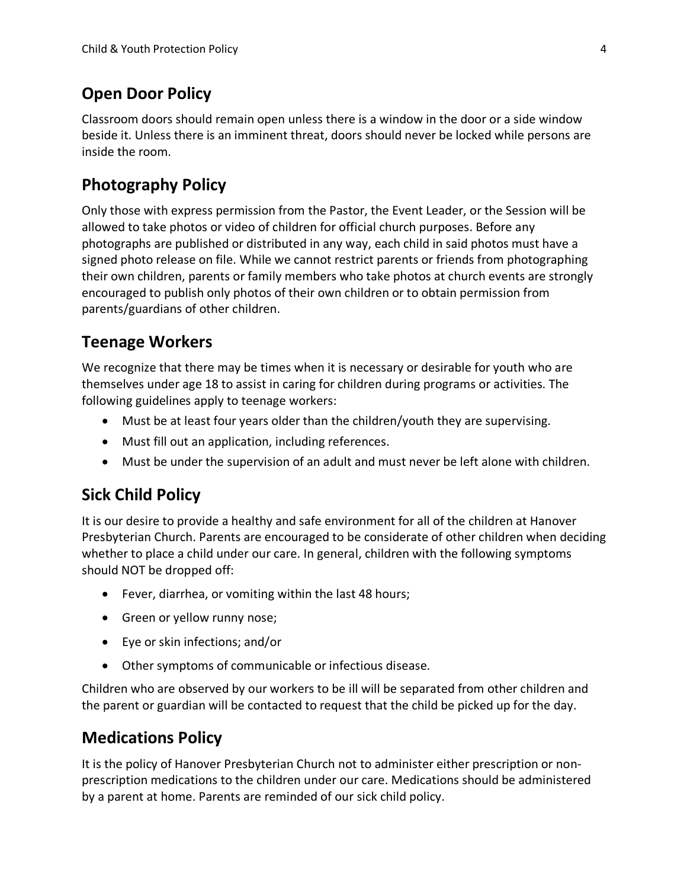## Open Door Policy

Classroom doors should remain open unless there is a window in the door or a side window beside it. Unless there is an imminent threat, doors should never be locked while persons are inside the room.

## Photography Policy

Only those with express permission from the Pastor, the Event Leader, or the Session will be allowed to take photos or video of children for official church purposes. Before any photographs are published or distributed in any way, each child in said photos must have a signed photo release on file. While we cannot restrict parents or friends from photographing their own children, parents or family members who take photos at church events are strongly encouraged to publish only photos of their own children or to obtain permission from parents/guardians of other children.

## Teenage Workers

We recognize that there may be times when it is necessary or desirable for youth who are themselves under age 18 to assist in caring for children during programs or activities. The following guidelines apply to teenage workers:

- Must be at least four years older than the children/youth they are supervising.
- Must fill out an application, including references.
- Must be under the supervision of an adult and must never be left alone with children.

## Sick Child Policy

It is our desire to provide a healthy and safe environment for all of the children at Hanover Presbyterian Church. Parents are encouraged to be considerate of other children when deciding whether to place a child under our care. In general, children with the following symptoms should NOT be dropped off:

- Fever, diarrhea, or vomiting within the last 48 hours;
- Green or yellow runny nose;
- Eye or skin infections; and/or
- Other symptoms of communicable or infectious disease.

Children who are observed by our workers to be ill will be separated from other children and the parent or guardian will be contacted to request that the child be picked up for the day.

## Medications Policy

It is the policy of Hanover Presbyterian Church not to administer either prescription or non-prescription medications to the children under our care. Medications should be administered by a parent at home. Parents are reminded of our sick child policy.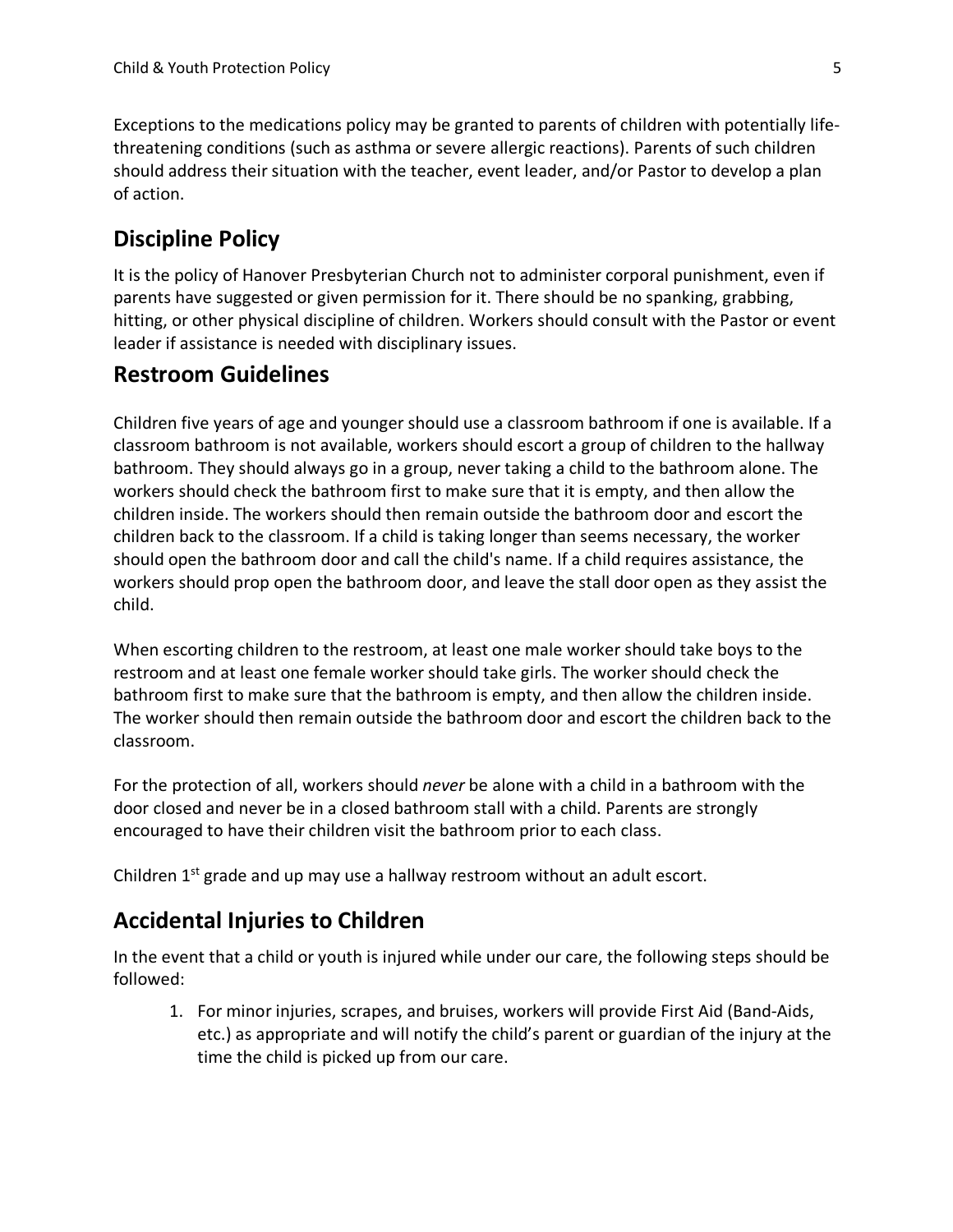Exceptions to the medications policy may be granted to parents of children with potentially life-threatening conditions (such as asthma or severe allergic reactions). Parents of such children should address their situation with the teacher, event leader, and/or Pastor to develop a plan of action.

## Discipline Policy

It is the policy of Hanover Presbyterian Church not to administer corporal punishment, even if parents have suggested or given permission for it. There should be no spanking, grabbing, hitting, or other physical discipline of children. Workers should consult with the Pastor or event leader if assistance is needed with disciplinary issues.

## Restroom Guidelines

Children five years of age and younger should use a classroom bathroom if one is available. If a classroom bathroom is not available, workers should escort a group of children to the hallway bathroom. They should always go in a group, never taking a child to the bathroom alone. The workers should check the bathroom first to make sure that it is empty, and then allow the children inside. The workers should then remain outside the bathroom door and escort the children back to the classroom. If a child is taking longer than seems necessary, the worker should open the bathroom door and call the child's name. If a child requires assistance, the workers should prop open the bathroom door, and leave the stall door open as they assist the child.

When escorting children to the restroom, at least one male worker should take boys to the restroom and at least one female worker should take girls. The worker should check the bathroom first to make sure that the bathroom is empty, and then allow the children inside. The worker should then remain outside the bathroom door and escort the children back to the classroom.

For the protection of all, workers should *never* be alone with a child in a bathroom with the door closed and never be in a closed bathroom stall with a child. Parents are strongly encouraged to have their children visit the bathroom prior to each class.

Children 1st grade and up may use a hallway restroom without an adult escort.

## Accidental Injuries to Children

In the event that a child or youth is injured while under our care, the following steps should be followed:

1. For minor injuries, scrapes, and bruises, workers will provide First Aid (Band-Aids, etc.) as appropriate and will notify the child's parent or guardian of the injury at the time the child is picked up from our care.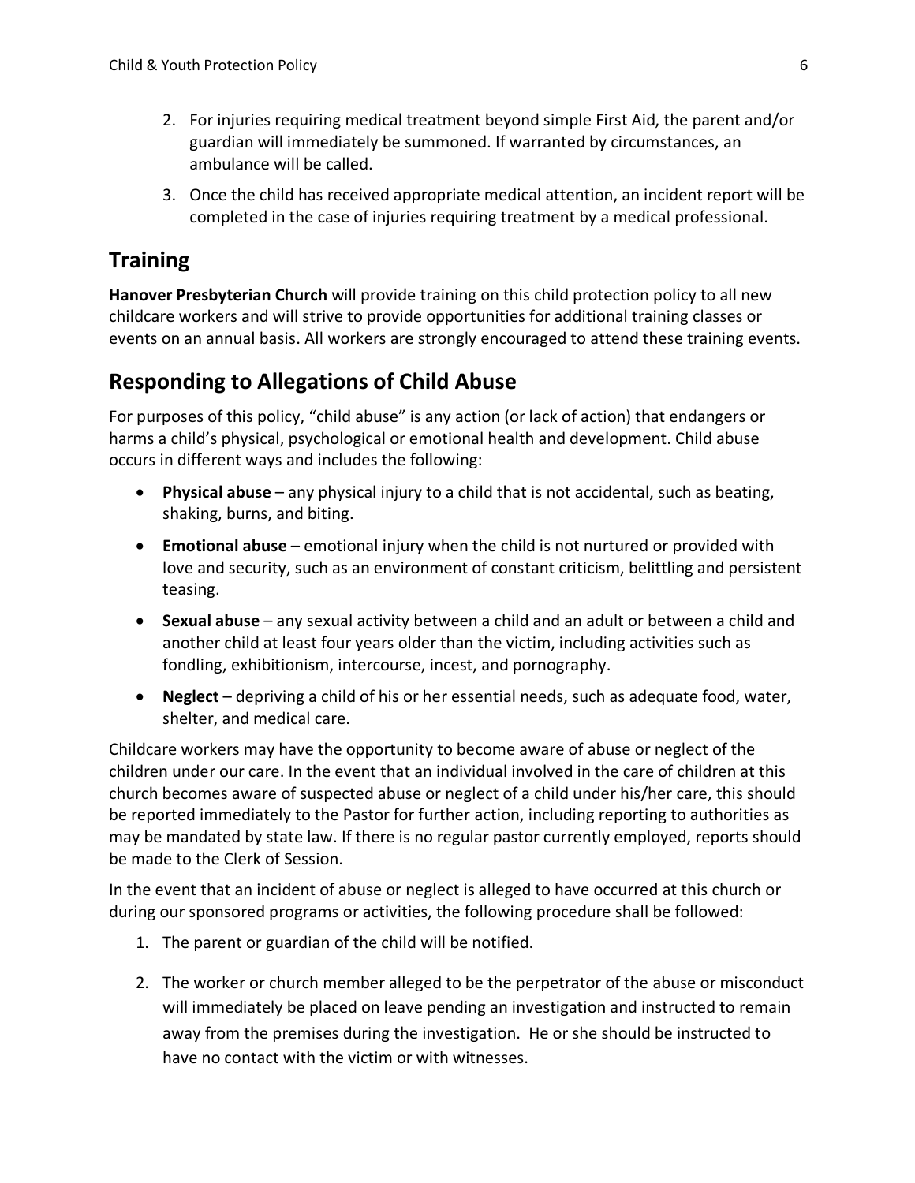2. For injuries requiring medical treatment beyond simple First Aid, the parent and/or guardian will immediately be summoned. If warranted by circumstances, an ambulance will be called.
3. Once the child has received appropriate medical attention, an incident report will be completed in the case of injuries requiring treatment by a medical professional.

## Training

**Hanover Presbyterian Church** will provide training on this child protection policy to all new childcare workers and will strive to provide opportunities for additional training classes or events on an annual basis. All workers are strongly encouraged to attend these training events.

## Responding to Allegations of Child Abuse

For purposes of this policy, "child abuse" is any action (or lack of action) that endangers or harms a child's physical, psychological or emotional health and development. Child abuse occurs in different ways and includes the following:

- **Physical abuse** – any physical injury to a child that is not accidental, such as beating, shaking, burns, and biting.
- **Emotional abuse** – emotional injury when the child is not nurtured or provided with love and security, such as an environment of constant criticism, belittling and persistent teasing.
- **Sexual abuse** – any sexual activity between a child and an adult or between a child and another child at least four years older than the victim, including activities such as fondling, exhibitionism, intercourse, incest, and pornography.
- **Neglect** – depriving a child of his or her essential needs, such as adequate food, water, shelter, and medical care.

Childcare workers may have the opportunity to become aware of abuse or neglect of the children under our care. In the event that an individual involved in the care of children at this church becomes aware of suspected abuse or neglect of a child under his/her care, this should be reported immediately to the Pastor for further action, including reporting to authorities as may be mandated by state law. If there is no regular pastor currently employed, reports should be made to the Clerk of Session.

In the event that an incident of abuse or neglect is alleged to have occurred at this church or during our sponsored programs or activities, the following procedure shall be followed:

1. The parent or guardian of the child will be notified.
2. The worker or church member alleged to be the perpetrator of the abuse or misconduct will immediately be placed on leave pending an investigation and instructed to remain away from the premises during the investigation. He or she should be instructed to have no contact with the victim or with witnesses.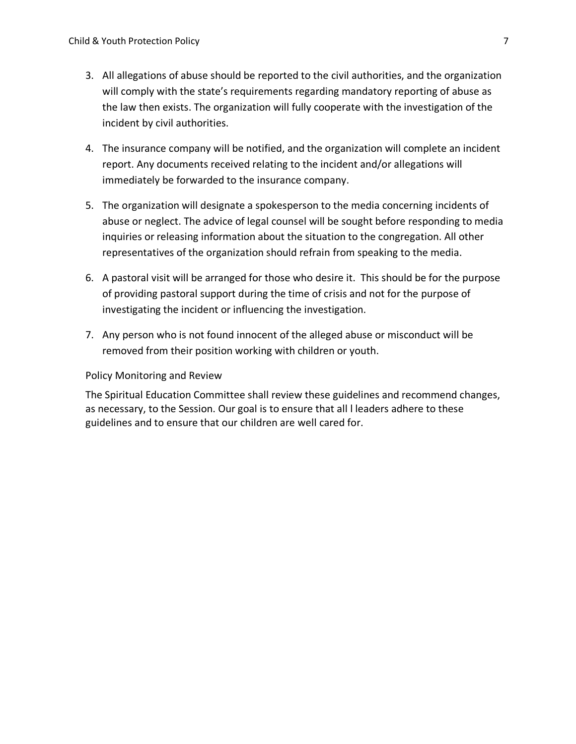3. All allegations of abuse should be reported to the civil authorities, and the organization will comply with the state's requirements regarding mandatory reporting of abuse as the law then exists. The organization will fully cooperate with the investigation of the incident by civil authorities.

4. The insurance company will be notified, and the organization will complete an incident report. Any documents received relating to the incident and/or allegations will immediately be forwarded to the insurance company.

5. The organization will designate a spokesperson to the media concerning incidents of abuse or neglect. The advice of legal counsel will be sought before responding to media inquiries or releasing information about the situation to the congregation. All other representatives of the organization should refrain from speaking to the media.

6. A pastoral visit will be arranged for those who desire it. This should be for the purpose of providing pastoral support during the time of crisis and not for the purpose of investigating the incident or influencing the investigation.

7. Any person who is not found innocent of the alleged abuse or misconduct will be removed from their position working with children or youth.

## Policy Monitoring and Review

The Spiritual Education Committee shall review these guidelines and recommend changes, as necessary, to the Session. Our goal is to ensure that all l leaders adhere to these guidelines and to ensure that our children are well cared for.